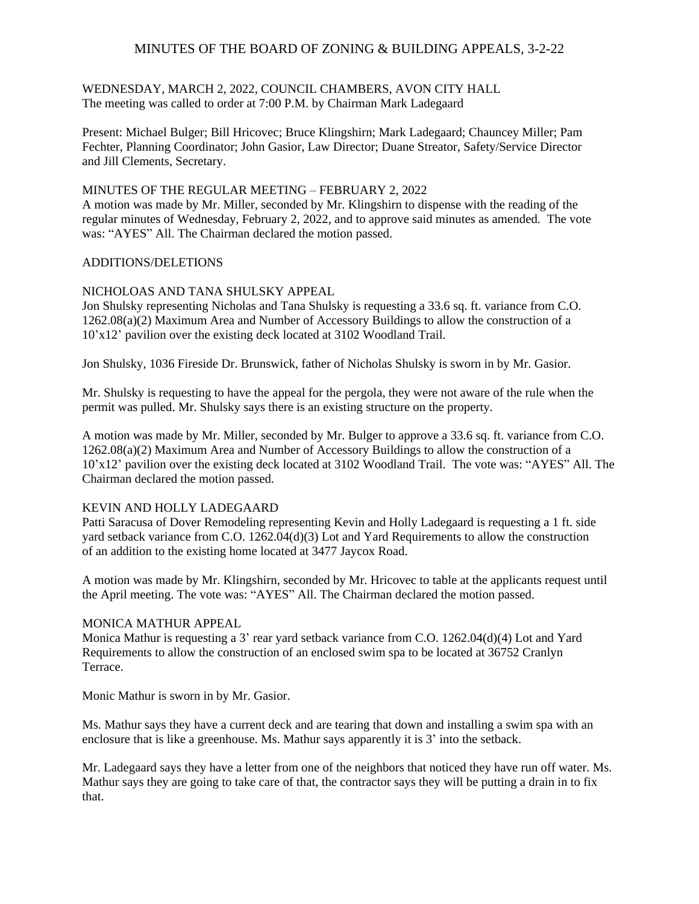# MINUTES OF THE BOARD OF ZONING & BUILDING APPEALS, 3-2-22

WEDNESDAY, MARCH 2, 2022, COUNCIL CHAMBERS, AVON CITY HALL
The meeting was called to order at 7:00 P.M. by Chairman Mark Ladegaard

Present: Michael Bulger; Bill Hricovec; Bruce Klingshirn; Mark Ladegaard; Chauncey Miller; Pam Fechter, Planning Coordinator; John Gasior, Law Director; Duane Streator, Safety/Service Director and Jill Clements, Secretary.

## MINUTES OF THE REGULAR MEETING – FEBRUARY 2, 2022

A motion was made by Mr. Miller, seconded by Mr. Klingshirn to dispense with the reading of the regular minutes of Wednesday, February 2, 2022, and to approve said minutes as amended. The vote was: "AYES" All. The Chairman declared the motion passed.

## ADDITIONS/DELETIONS

## NICHOLOAS AND TANA SHULSKY APPEAL

Jon Shulsky representing Nicholas and Tana Shulsky is requesting a 33.6 sq. ft. variance from C.O. 1262.08(a)(2) Maximum Area and Number of Accessory Buildings to allow the construction of a 10'x12' pavilion over the existing deck located at 3102 Woodland Trail.

Jon Shulsky, 1036 Fireside Dr. Brunswick, father of Nicholas Shulsky is sworn in by Mr. Gasior.

Mr. Shulsky is requesting to have the appeal for the pergola, they were not aware of the rule when the permit was pulled. Mr. Shulsky says there is an existing structure on the property.

A motion was made by Mr. Miller, seconded by Mr. Bulger to approve a 33.6 sq. ft. variance from C.O. 1262.08(a)(2) Maximum Area and Number of Accessory Buildings to allow the construction of a 10'x12' pavilion over the existing deck located at 3102 Woodland Trail. The vote was: "AYES" All. The Chairman declared the motion passed.

## KEVIN AND HOLLY LADEGAARD

Patti Saracusa of Dover Remodeling representing Kevin and Holly Ladegaard is requesting a 1 ft. side yard setback variance from C.O. 1262.04(d)(3) Lot and Yard Requirements to allow the construction of an addition to the existing home located at 3477 Jaycox Road.

A motion was made by Mr. Klingshirn, seconded by Mr. Hricovec to table at the applicants request until the April meeting. The vote was: "AYES" All. The Chairman declared the motion passed.

## MONICA MATHUR APPEAL

Monica Mathur is requesting a 3' rear yard setback variance from C.O. 1262.04(d)(4) Lot and Yard Requirements to allow the construction of an enclosed swim spa to be located at 36752 Cranlyn Terrace.

Monic Mathur is sworn in by Mr. Gasior.

Ms. Mathur says they have a current deck and are tearing that down and installing a swim spa with an enclosure that is like a greenhouse. Ms. Mathur says apparently it is 3' into the setback.

Mr. Ladegaard says they have a letter from one of the neighbors that noticed they have run off water. Ms. Mathur says they are going to take care of that, the contractor says they will be putting a drain in to fix that.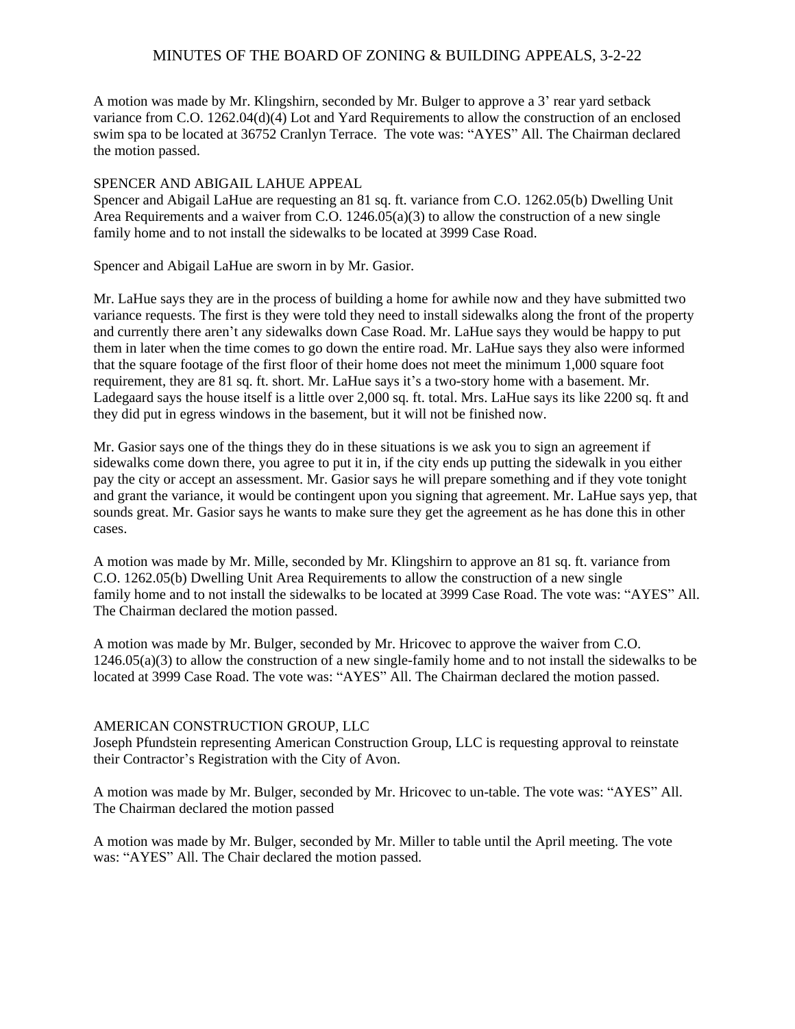A motion was made by Mr. Klingshirn, seconded by Mr. Bulger to approve a 3' rear yard setback variance from C.O. 1262.04(d)(4) Lot and Yard Requirements to allow the construction of an enclosed swim spa to be located at 36752 Cranlyn Terrace. The vote was: "AYES" All. The Chairman declared the motion passed.

SPENCER AND ABIGAIL LAHUE APPEAL

Spencer and Abigail LaHue are requesting an 81 sq. ft. variance from C.O. 1262.05(b) Dwelling Unit Area Requirements and a waiver from C.O. 1246.05(a)(3) to allow the construction of a new single family home and to not install the sidewalks to be located at 3999 Case Road.

Spencer and Abigail LaHue are sworn in by Mr. Gasior.

Mr. LaHue says they are in the process of building a home for awhile now and they have submitted two variance requests. The first is they were told they need to install sidewalks along the front of the property and currently there aren't any sidewalks down Case Road. Mr. LaHue says they would be happy to put them in later when the time comes to go down the entire road. Mr. LaHue says they also were informed that the square footage of the first floor of their home does not meet the minimum 1,000 square foot requirement, they are 81 sq. ft. short. Mr. LaHue says it's a two-story home with a basement. Mr. Ladegaard says the house itself is a little over 2,000 sq. ft. total. Mrs. LaHue says its like 2200 sq. ft and they did put in egress windows in the basement, but it will not be finished now.

Mr. Gasior says one of the things they do in these situations is we ask you to sign an agreement if sidewalks come down there, you agree to put it in, if the city ends up putting the sidewalk in you either pay the city or accept an assessment. Mr. Gasior says he will prepare something and if they vote tonight and grant the variance, it would be contingent upon you signing that agreement. Mr. LaHue says yep, that sounds great. Mr. Gasior says he wants to make sure they get the agreement as he has done this in other cases.

A motion was made by Mr. Mille, seconded by Mr. Klingshirn to approve an 81 sq. ft. variance from C.O. 1262.05(b) Dwelling Unit Area Requirements to allow the construction of a new single family home and to not install the sidewalks to be located at 3999 Case Road. The vote was: "AYES" All. The Chairman declared the motion passed.

A motion was made by Mr. Bulger, seconded by Mr. Hricovec to approve the waiver from C.O. 1246.05(a)(3) to allow the construction of a new single-family home and to not install the sidewalks to be located at 3999 Case Road. The vote was: "AYES" All. The Chairman declared the motion passed.

AMERICAN CONSTRUCTION GROUP, LLC

Joseph Pfundstein representing American Construction Group, LLC is requesting approval to reinstate their Contractor's Registration with the City of Avon.

A motion was made by Mr. Bulger, seconded by Mr. Hricovec to un-table. The vote was: "AYES" All. The Chairman declared the motion passed

A motion was made by Mr. Bulger, seconded by Mr. Miller to table until the April meeting. The vote was: "AYES" All. The Chair declared the motion passed.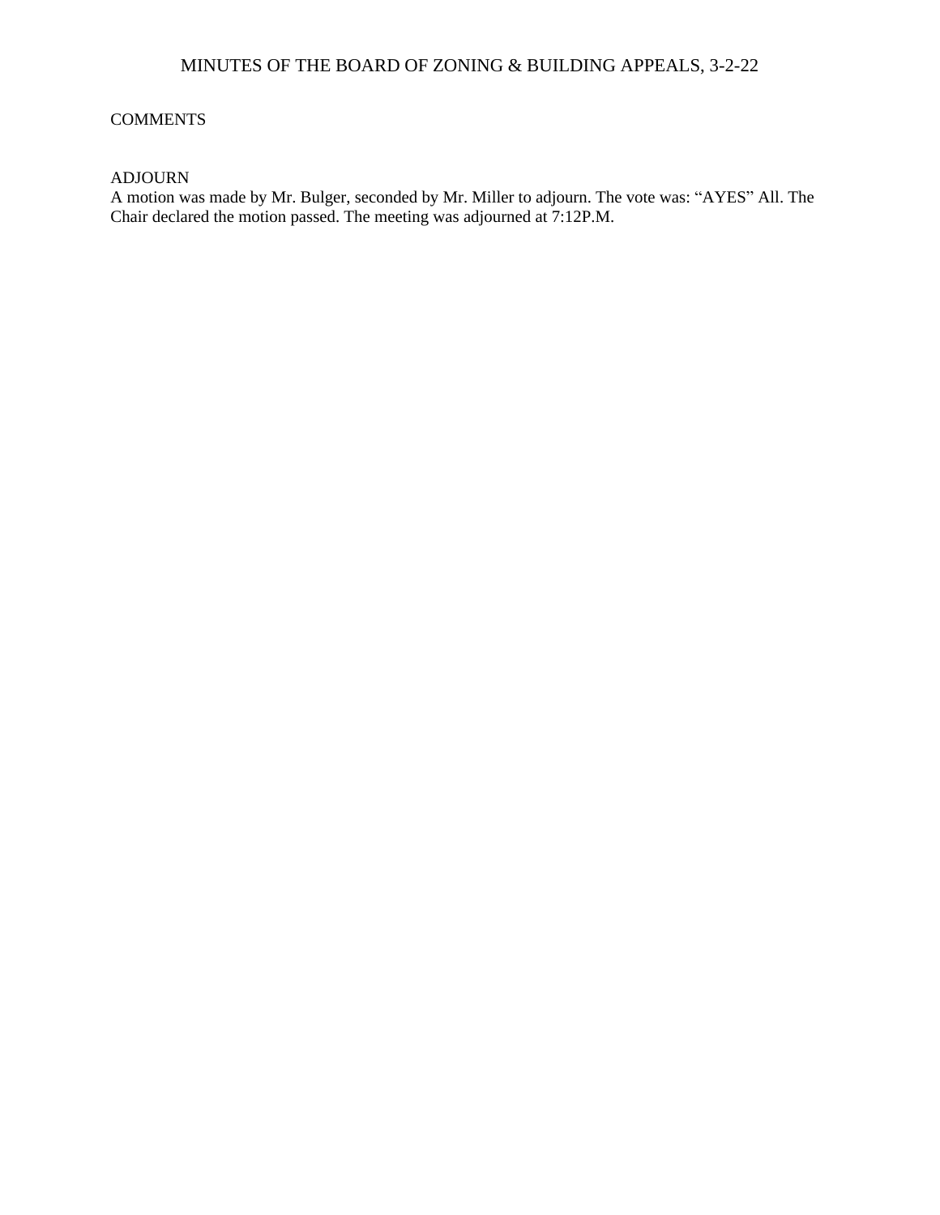COMMENTS

ADJOURN

A motion was made by Mr. Bulger, seconded by Mr. Miller to adjourn. The vote was: "AYES" All. The Chair declared the motion passed. The meeting was adjourned at 7:12P.M.